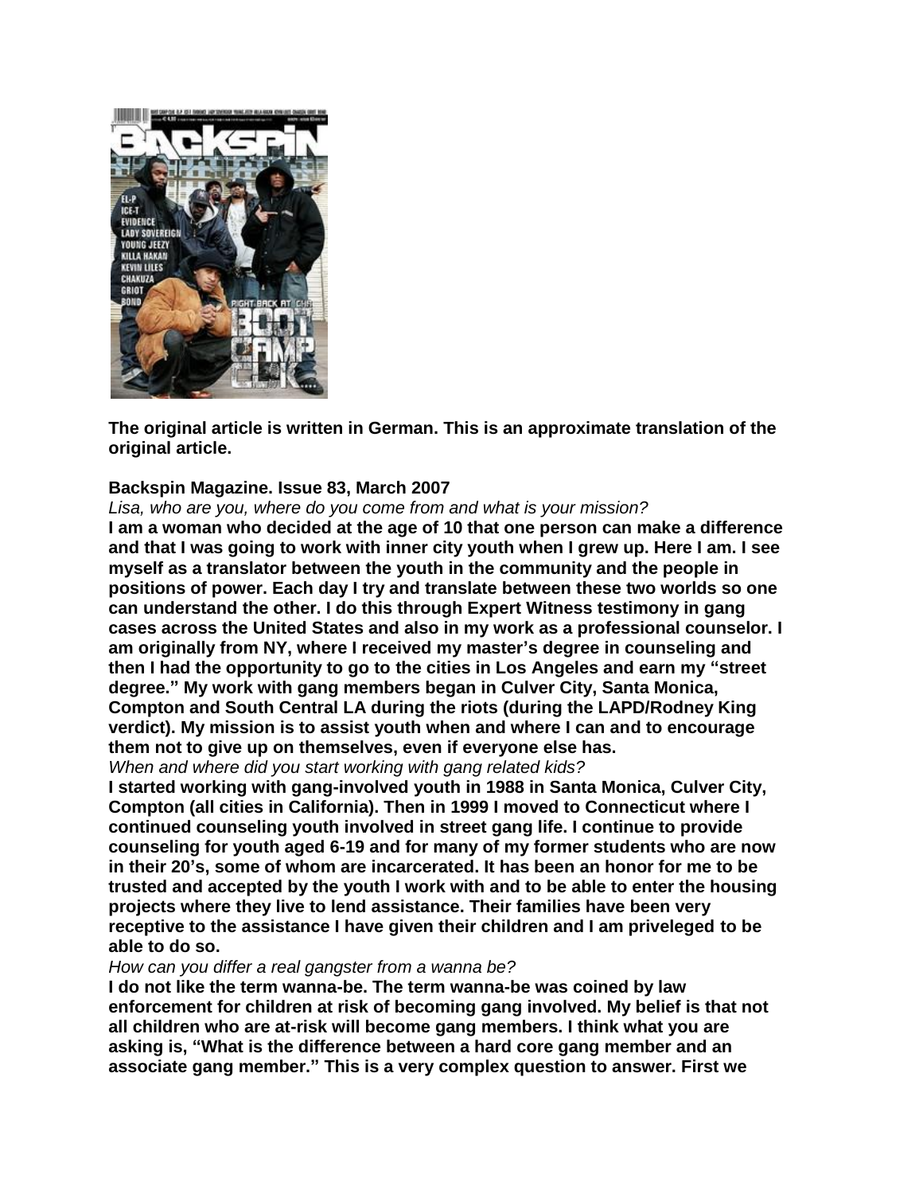**The original article is written in German. This is an approximate translation of the original article.**

**Backspin Magazine. Issue 83, March 2007**

*Lisa, who are you, where do you come from and what is your mission?*

**I am a woman who decided at the age of 10 that one person can make a difference and that I was going to work with inner city youth when I grew up. Here I am. I see myself as a translator between the youth in the community and the people in positions of power. Each day I try and translate between these two worlds so one can understand the other. I do this through Expert Witness testimony in gang cases across the United States and also in my work as a professional counselor. I am originally from NY, where I received my master's degree in counseling and then I had the opportunity to go to the cities in Los Angeles and earn my "street degree." My work with gang members began in Culver City, Santa Monica, Compton and South Central LA during the riots (during the LAPD/Rodney King verdict). My mission is to assist youth when and where I can and to encourage them not to give up on themselves, even if everyone else has.**

*When and where did you start working with gang related kids?*

**I started working with gang-involved youth in 1988 in Santa Monica, Culver City, Compton (all cities in California). Then in 1999 I moved to Connecticut where I continued counseling youth involved in street gang life. I continue to provide counseling for youth aged 6-19 and for many of my former students who are now in their 20's, some of whom are incarcerated. It has been an honor for me to be trusted and accepted by the youth I work with and to be able to enter the housing projects where they live to lend assistance. Their families have been very receptive to the assistance I have given their children and I am priveleged to be able to do so.**

*How can you differ a real gangster from a wanna be?*

**I do not like the term wanna-be. The term wanna-be was coined by law enforcement for children at risk of becoming gang involved. My belief is that not all children who are at-risk will become gang members. I think what you are asking is, "What is the difference between a hard core gang member and an associate gang member." This is a very complex question to answer. First we**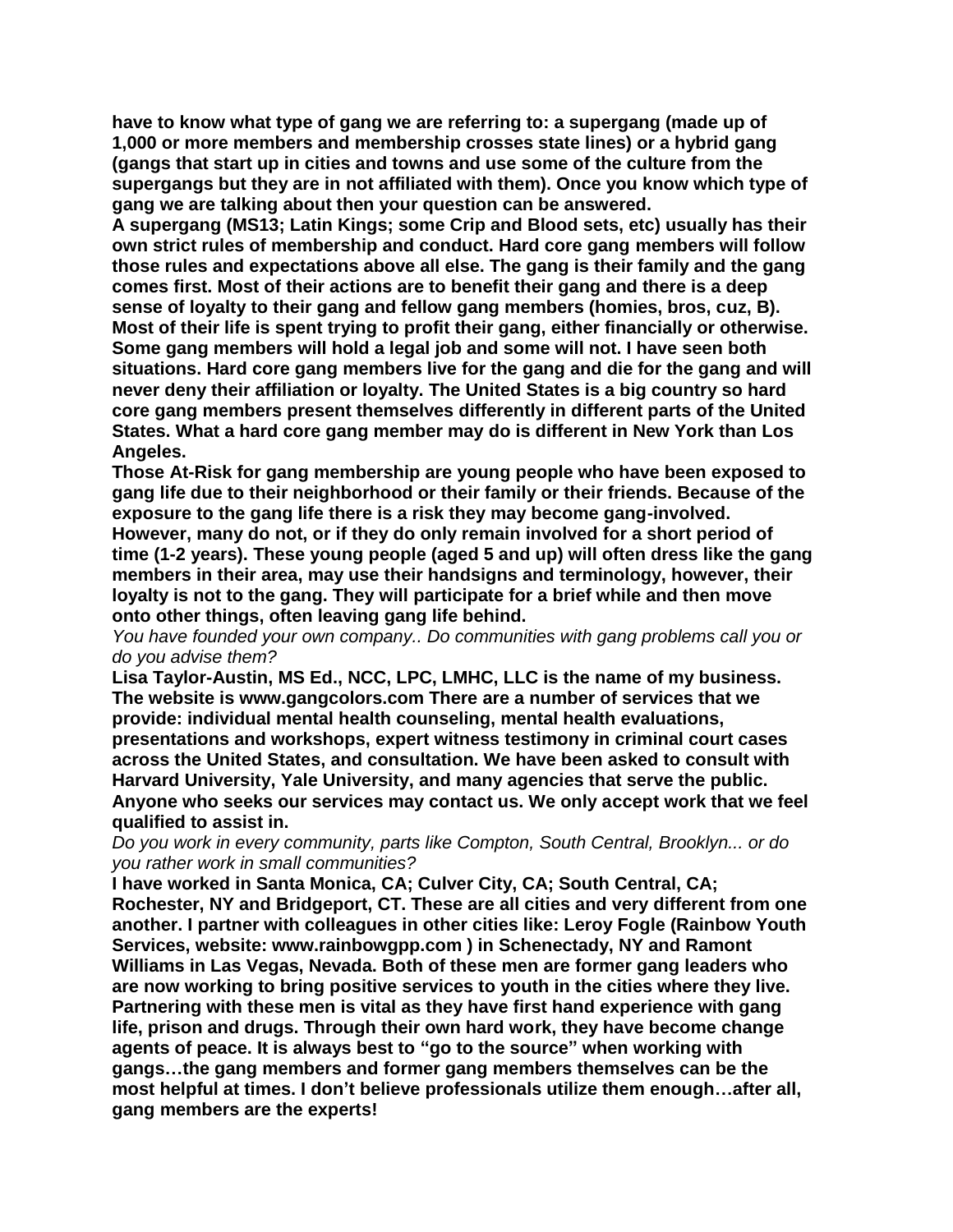**have to know what type of gang we are referring to: a supergang (made up of 1,000 or more members and membership crosses state lines) or a hybrid gang (gangs that start up in cities and towns and use some of the culture from the supergangs but they are in not affiliated with them). Once you know which type of gang we are talking about then your question can be answered.**

**A supergang (MS13; Latin Kings; some Crip and Blood sets, etc) usually has their own strict rules of membership and conduct. Hard core gang members will follow those rules and expectations above all else. The gang is their family and the gang comes first. Most of their actions are to benefit their gang and there is a deep sense of loyalty to their gang and fellow gang members (homies, bros, cuz, B). Most of their life is spent trying to profit their gang, either financially or otherwise. Some gang members will hold a legal job and some will not. I have seen both situations. Hard core gang members live for the gang and die for the gang and will never deny their affiliation or loyalty. The United States is a big country so hard core gang members present themselves differently in different parts of the United States. What a hard core gang member may do is different in New York than Los Angeles.**

**Those At-Risk for gang membership are young people who have been exposed to gang life due to their neighborhood or their family or their friends. Because of the exposure to the gang life there is a risk they may become gang-involved. However, many do not, or if they do only remain involved for a short period of time (1-2 years). These young people (aged 5 and up) will often dress like the gang members in their area, may use their handsigns and terminology, however, their loyalty is not to the gang. They will participate for a brief while and then move onto other things, often leaving gang life behind.**

*You have founded your own company.. Do communities with gang problems call you or do you advise them?*

**Lisa Taylor-Austin, MS Ed., NCC, LPC, LMHC, LLC is the name of my business. The website is www.gangcolors.com There are a number of services that we provide: individual mental health counseling, mental health evaluations, presentations and workshops, expert witness testimony in criminal court cases across the United States, and consultation. We have been asked to consult with Harvard University, Yale University, and many agencies that serve the public. Anyone who seeks our services may contact us. We only accept work that we feel qualified to assist in.**

*Do you work in every community, parts like Compton, South Central, Brooklyn... or do you rather work in small communities?*

**I have worked in Santa Monica, CA; Culver City, CA; South Central, CA; Rochester, NY and Bridgeport, CT. These are all cities and very different from one another. I partner with colleagues in other cities like: Leroy Fogle (Rainbow Youth Services, website: www.rainbowgpp.com ) in Schenectady, NY and Ramont Williams in Las Vegas, Nevada. Both of these men are former gang leaders who are now working to bring positive services to youth in the cities where they live. Partnering with these men is vital as they have first hand experience with gang life, prison and drugs. Through their own hard work, they have become change agents of peace. It is always best to "go to the source" when working with gangs…the gang members and former gang members themselves can be the most helpful at times. I don't believe professionals utilize them enough…after all, gang members are the experts!**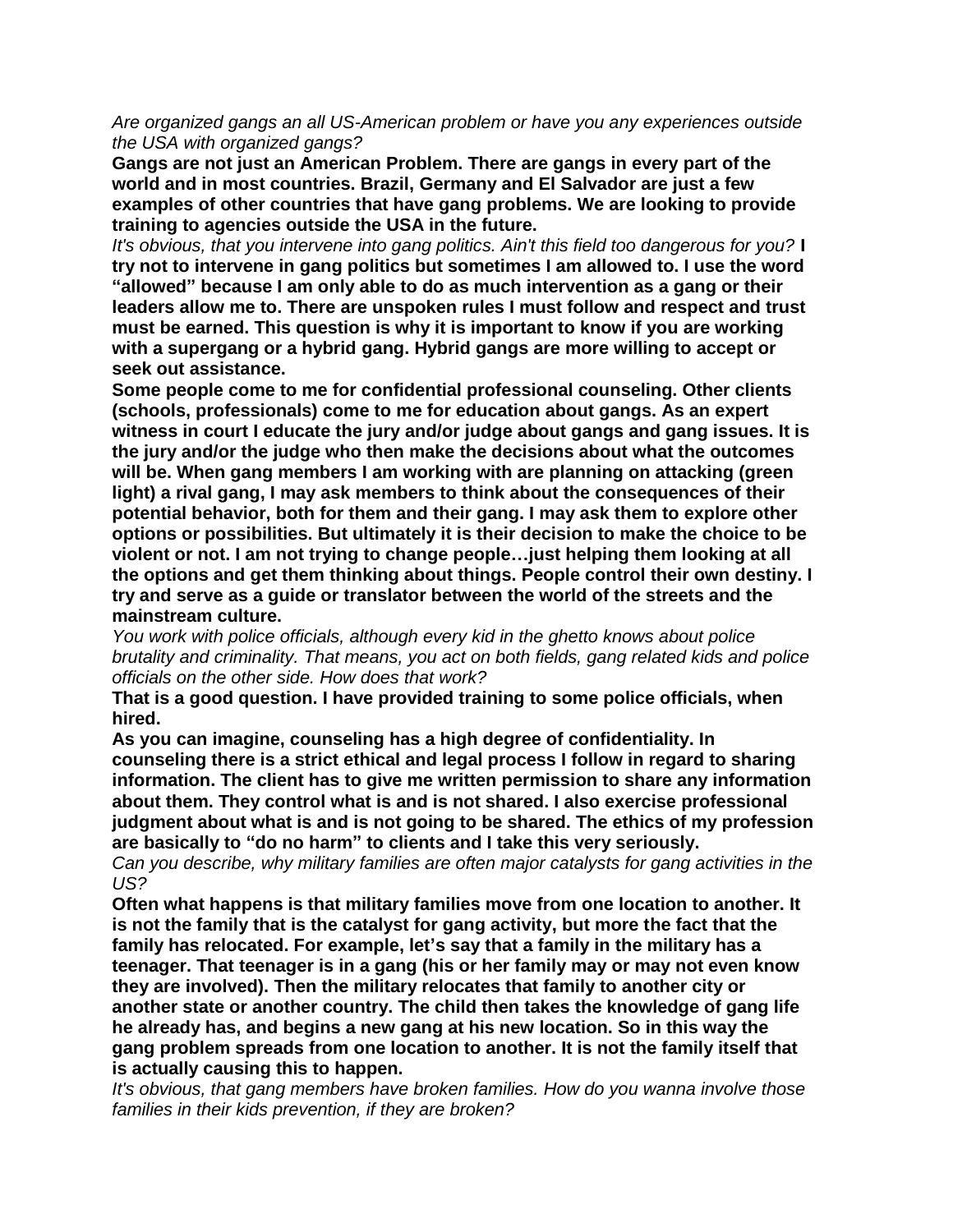*Are organized gangs an all US-American problem or have you any experiences outside the USA with organized gangs?*

**Gangs are not just an American Problem. There are gangs in every part of the world and in most countries. Brazil, Germany and El Salvador are just a few examples of other countries that have gang problems. We are looking to provide training to agencies outside the USA in the future.**

*It's obvious, that you intervene into gang politics. Ain't this field too dangerous for you?* **I try not to intervene in gang politics but sometimes I am allowed to. I use the word "allowed" because I am only able to do as much intervention as a gang or their leaders allow me to. There are unspoken rules I must follow and respect and trust must be earned. This question is why it is important to know if you are working with a supergang or a hybrid gang. Hybrid gangs are more willing to accept or seek out assistance.**

**Some people come to me for confidential professional counseling. Other clients (schools, professionals) come to me for education about gangs. As an expert witness in court I educate the jury and/or judge about gangs and gang issues. It is the jury and/or the judge who then make the decisions about what the outcomes will be. When gang members I am working with are planning on attacking (green light) a rival gang, I may ask members to think about the consequences of their potential behavior, both for them and their gang. I may ask them to explore other options or possibilities. But ultimately it is their decision to make the choice to be violent or not. I am not trying to change people…just helping them looking at all the options and get them thinking about things. People control their own destiny. I try and serve as a guide or translator between the world of the streets and the mainstream culture.**

*You work with police officials, although every kid in the ghetto knows about police brutality and criminality. That means, you act on both fields, gang related kids and police officials on the other side. How does that work?*

**That is a good question. I have provided training to some police officials, when hired.**

**As you can imagine, counseling has a high degree of confidentiality. In counseling there is a strict ethical and legal process I follow in regard to sharing information. The client has to give me written permission to share any information about them. They control what is and is not shared. I also exercise professional judgment about what is and is not going to be shared. The ethics of my profession are basically to "do no harm" to clients and I take this very seriously.**

*Can you describe, why military families are often major catalysts for gang activities in the US?*

**Often what happens is that military families move from one location to another. It is not the family that is the catalyst for gang activity, but more the fact that the family has relocated. For example, let's say that a family in the military has a teenager. That teenager is in a gang (his or her family may or may not even know they are involved). Then the military relocates that family to another city or another state or another country. The child then takes the knowledge of gang life he already has, and begins a new gang at his new location. So in this way the gang problem spreads from one location to another. It is not the family itself that is actually causing this to happen.**

*It's obvious, that gang members have broken families. How do you wanna involve those families in their kids prevention, if they are broken?*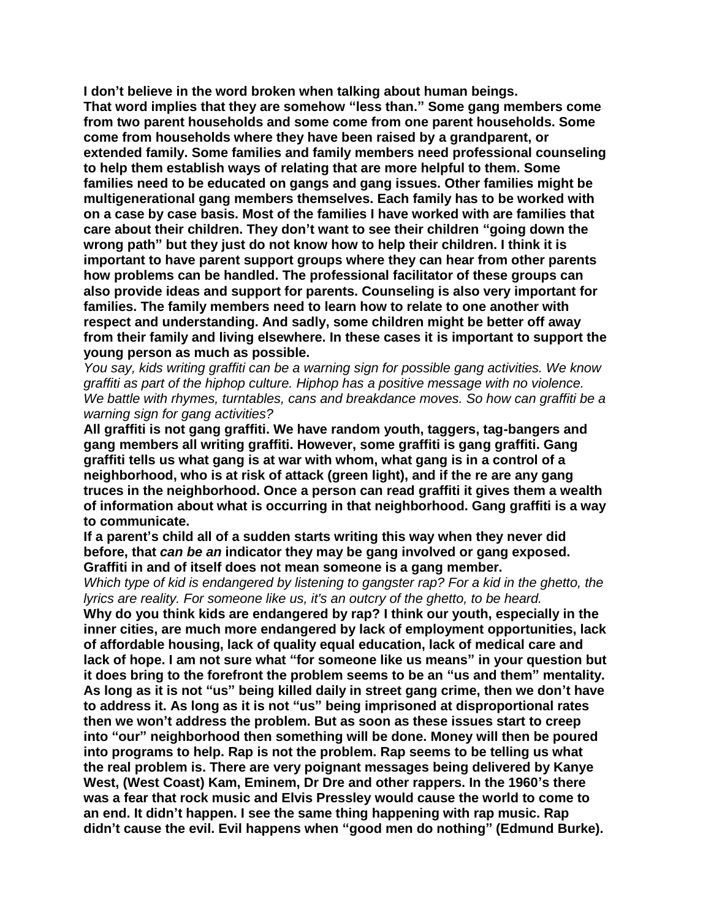**I don't believe in the word broken when talking about human beings. That word implies that they are somehow "less than." Some gang members come from two parent households and some come from one parent households. Some come from households where they have been raised by a grandparent, or extended family. Some families and family members need professional counseling to help them establish ways of relating that are more helpful to them. Some families need to be educated on gangs and gang issues. Other families might be multigenerational gang members themselves. Each family has to be worked with on a case by case basis. Most of the families I have worked with are families that care about their children. They don't want to see their children "going down the wrong path" but they just do not know how to help their children. I think it is important to have parent support groups where they can hear from other parents how problems can be handled. The professional facilitator of these groups can also provide ideas and support for parents. Counseling is also very important for families. The family members need to learn how to relate to one another with respect and understanding. And sadly, some children might be better off away from their family and living elsewhere. In these cases it is important to support the young person as much as possible.**

*You say, kids writing graffiti can be a warning sign for possible gang activities. We know graffiti as part of the hiphop culture. Hiphop has a positive message with no violence. We battle with rhymes, turntables, cans and breakdance moves. So how can graffiti be a warning sign for gang activities?*

**All graffiti is not gang graffiti. We have random youth, taggers, tag-bangers and gang members all writing graffiti. However, some graffiti is gang graffiti. Gang graffiti tells us what gang is at war with whom, what gang is in a control of a neighborhood, who is at risk of attack (green light), and if the re are any gang truces in the neighborhood. Once a person can read graffiti it gives them a wealth of information about what is occurring in that neighborhood. Gang graffiti is a way to communicate.**

**If a parent's child all of a sudden starts writing this way when they never did before, that *can be an* indicator they may be gang involved or gang exposed. Graffiti in and of itself does not mean someone is a gang member.**

*Which type of kid is endangered by listening to gangster rap? For a kid in the ghetto, the lyrics are reality. For someone like us, it's an outcry of the ghetto, to be heard.*

**Why do you think kids are endangered by rap? I think our youth, especially in the inner cities, are much more endangered by lack of employment opportunities, lack of affordable housing, lack of quality equal education, lack of medical care and lack of hope. I am not sure what "for someone like us means" in your question but it does bring to the forefront the problem seems to be an "us and them" mentality. As long as it is not "us" being killed daily in street gang crime, then we don't have to address it. As long as it is not "us" being imprisoned at disproportional rates then we won't address the problem. But as soon as these issues start to creep into "our" neighborhood then something will be done. Money will then be poured into programs to help. Rap is not the problem. Rap seems to be telling us what the real problem is. There are very poignant messages being delivered by Kanye West, (West Coast) Kam, Eminem, Dr Dre and other rappers. In the 1960's there was a fear that rock music and Elvis Pressley would cause the world to come to an end. It didn't happen. I see the same thing happening with rap music. Rap didn't cause the evil. Evil happens when "good men do nothing" (Edmund Burke).**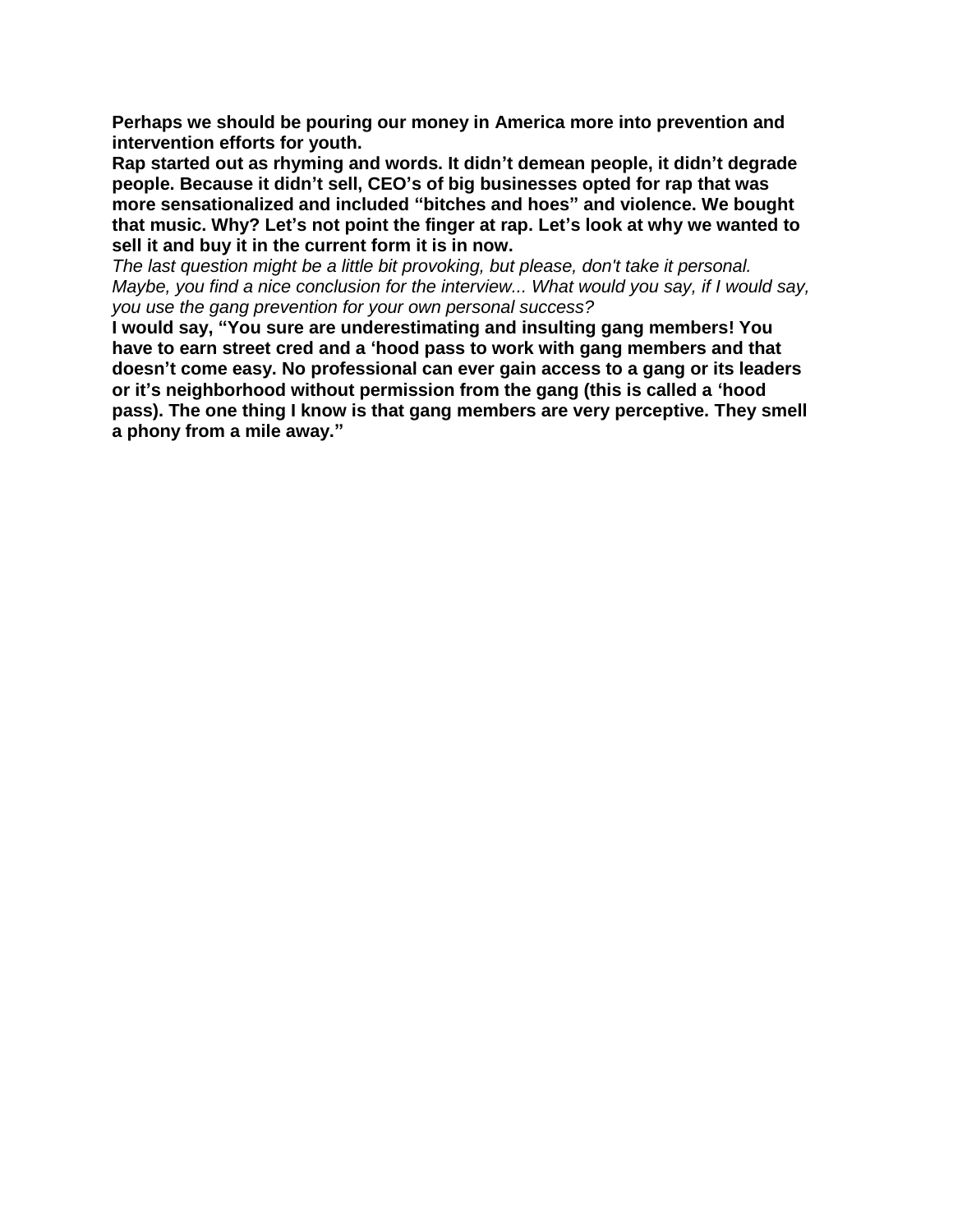**Perhaps we should be pouring our money in America more into prevention and intervention efforts for youth.**

**Rap started out as rhyming and words. It didn't demean people, it didn't degrade people. Because it didn't sell, CEO's of big businesses opted for rap that was more sensationalized and included "bitches and hoes" and violence. We bought that music. Why? Let's not point the finger at rap. Let's look at why we wanted to sell it and buy it in the current form it is in now.**

*The last question might be a little bit provoking, but please, don't take it personal. Maybe, you find a nice conclusion for the interview... What would you say, if I would say, you use the gang prevention for your own personal success?*

**I would say, "You sure are underestimating and insulting gang members! You have to earn street cred and a 'hood pass to work with gang members and that doesn't come easy. No professional can ever gain access to a gang or its leaders or it's neighborhood without permission from the gang (this is called a 'hood pass). The one thing I know is that gang members are very perceptive. They smell a phony from a mile away."**